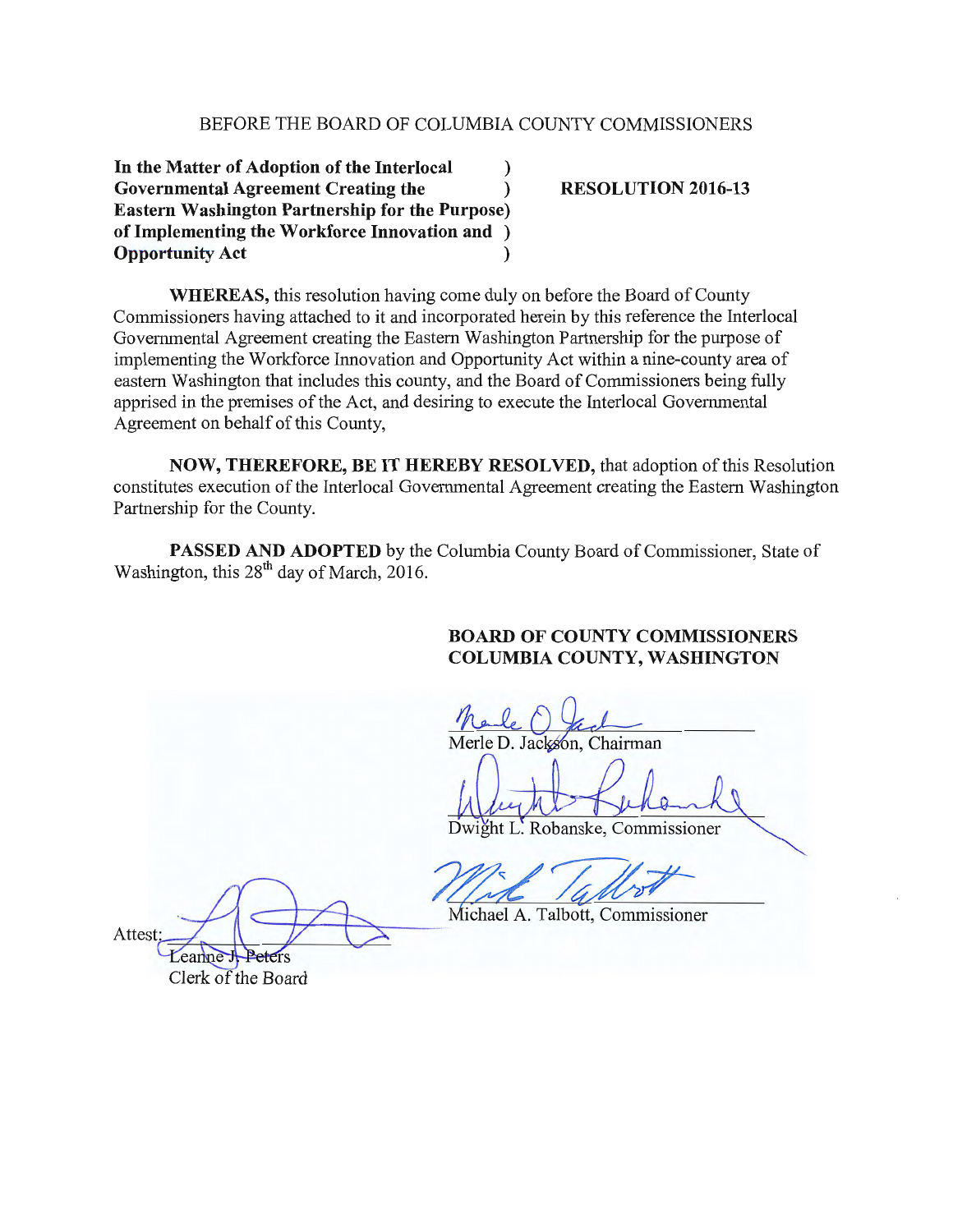BEFORE THE BOARD OF COLUMBIA COUNTY COMMISSIONERS

**In the Matter of Adoption of the Interlocal Governmental Agreement Creating the Eastern Washington Partnership for the Purpose of Implementing the Workforce Innovation and Opportunity Act** )

**RESOLUTION 2016-13**

**WHEREAS,** this resolution having come duly on before the Board of County Commissioners having attached to it and incorporated herein by this reference the Interlocal Governmental Agreement creating the Eastern Washington Partnership for the purpose of implementing the Workforce Innovation and Opportunity Act within a nine-county area of eastern Washington that includes this county, and the Board of Commissioners being fully apprised in the premises of the Act, and desiring to execute the Interlocal Governmental Agreement on behalf of this County,

**NOW, THEREFORE, BE IT HEREBY RESOLVED,** that adoption of this Resolution constitutes execution of the Interlocal Governmental Agreement creating the Eastern Washington Partnership for the County.

**PASSED AND ADOPTED** by the Columbia County Board of Commissioner, State of Washington, this 28th day of March, 2016.

**BOARD OF COUNTY COMMISSIONERS**
**COLUMBIA COUNTY, WASHINGTON**

Merle D. Jackson, Chairman

Dwight L. Robanske, Commissioner

Michael A. Talbott, Commissioner

Attest:

Leanne J. Peters
Clerk of the Board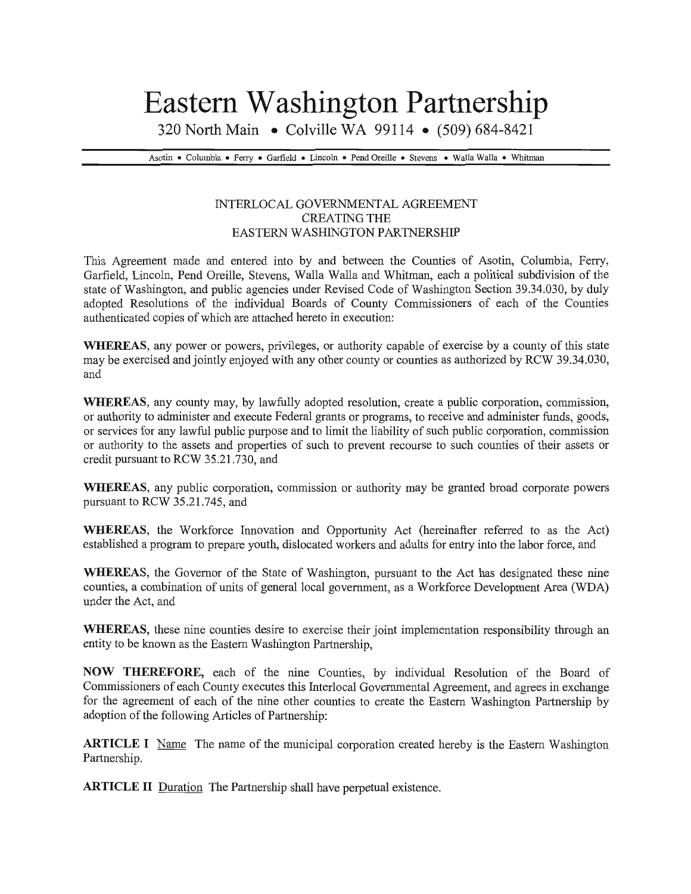# Eastern Washington Partnership

320 North Main • Colville WA 99114 • (509) 684-8421

Asotin • Columbia • Ferry • Garfield • Lincoln • Pend Oreille • Stevens • Walla Walla • Whitman

INTERLOCAL GOVERNMENTAL AGREEMENT
CREATING THE
EASTERN WASHINGTON PARTNERSHIP

This Agreement made and entered into by and between the Counties of Asotin, Columbia, Ferry, Garfield, Lincoln, Pend Oreille, Stevens, Walla Walla and Whitman, each a political subdivision of the state of Washington, and public agencies under Revised Code of Washington Section 39.34.030, by duly adopted Resolutions of the individual Boards of County Commissioners of each of the Counties authenticated copies of which are attached hereto in execution:

**WHEREAS**, any power or powers, privileges, or authority capable of exercise by a county of this state may be exercised and jointly enjoyed with any other county or counties as authorized by RCW 39.34.030, and

**WHEREAS**, any county may, by lawfully adopted resolution, create a public corporation, commission, or authority to administer and execute Federal grants or programs, to receive and administer funds, goods, or services for any lawful public purpose and to limit the liability of such public corporation, commission or authority to the assets and properties of such to prevent recourse to such counties of their assets or credit pursuant to RCW 35.21.730, and

**WHEREAS**, any public corporation, commission or authority may be granted broad corporate powers pursuant to RCW 35.21.745, and

**WHEREAS**, the Workforce Innovation and Opportunity Act (hereinafter referred to as the Act) established a program to prepare youth, dislocated workers and adults for entry into the labor force, and

**WHEREAS**, the Governor of the State of Washington, pursuant to the Act has designated these nine counties, a combination of units of general local government, as a Workforce Development Area (WDA) under the Act, and

**WHEREAS**, these nine counties desire to exercise their joint implementation responsibility through an entity to be known as the Eastern Washington Partnership,

**NOW THEREFORE,** each of the nine Counties, by individual Resolution of the Board of Commissioners of each County executes this Interlocal Governmental Agreement, and agrees in exchange for the agreement of each of the nine other counties to create the Eastern Washington Partnership by adoption of the following Articles of Partnership:

**ARTICLE I** Name The name of the municipal corporation created hereby is the Eastern Washington Partnership.

**ARTICLE II** Duration The Partnership shall have perpetual existence.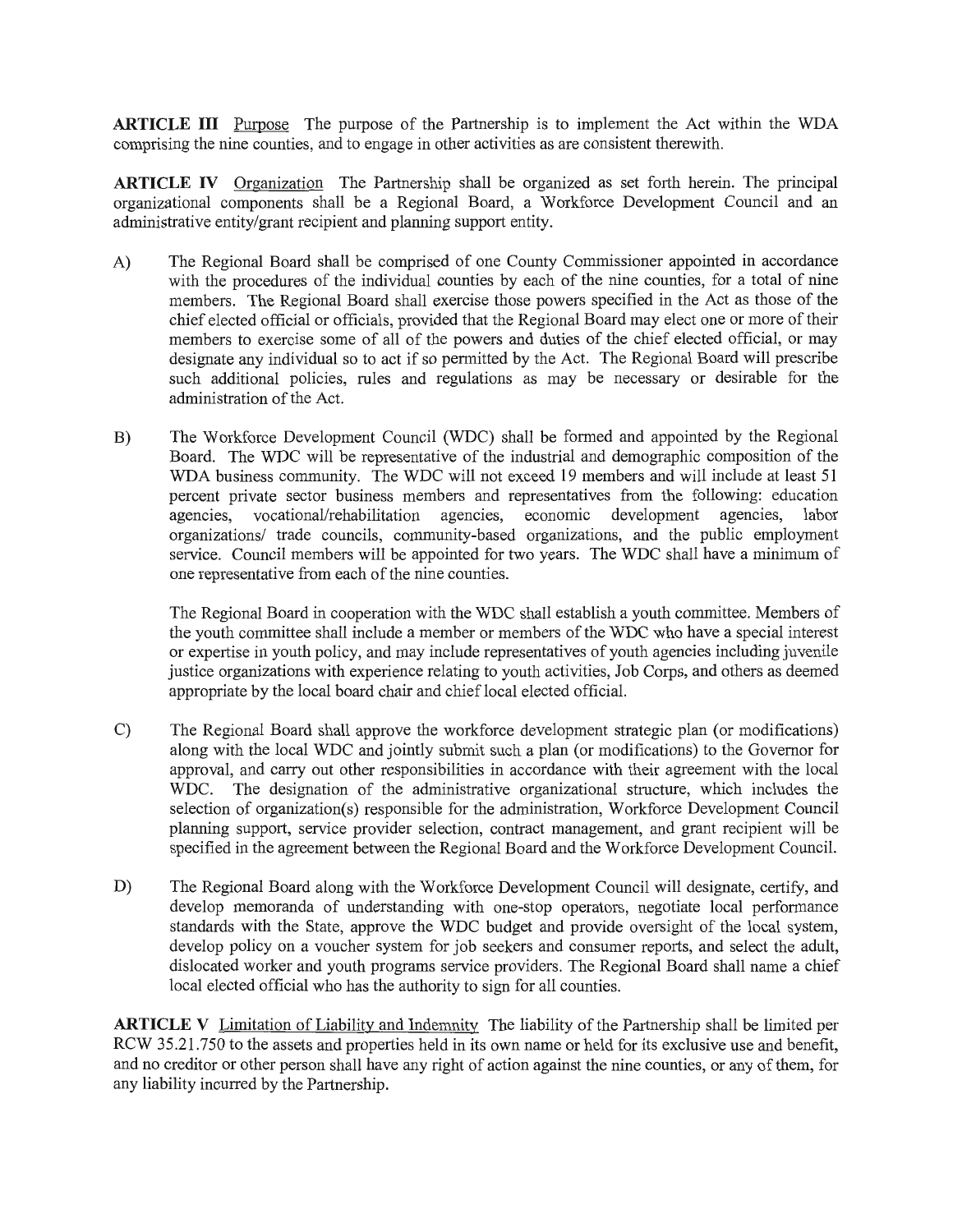**ARTICLE III** Purpose The purpose of the Partnership is to implement the Act within the WDA comprising the nine counties, and to engage in other activities as are consistent therewith.

**ARTICLE IV** Organization The Partnership shall be organized as set forth herein. The principal organizational components shall be a Regional Board, a Workforce Development Council and an administrative entity/grant recipient and planning support entity.

A) The Regional Board shall be comprised of one County Commissioner appointed in accordance with the procedures of the individual counties by each of the nine counties, for a total of nine members. The Regional Board shall exercise those powers specified in the Act as those of the chief elected official or officials, provided that the Regional Board may elect one or more of their members to exercise some of all of the powers and duties of the chief elected official, or may designate any individual so to act if so permitted by the Act. The Regional Board will prescribe such additional policies, rules and regulations as may be necessary or desirable for the administration of the Act.

B) The Workforce Development Council (WDC) shall be formed and appointed by the Regional Board. The WDC will be representative of the industrial and demographic composition of the WDA business community. The WDC will not exceed 19 members and will include at least 51 percent private sector business members and representatives from the following: education agencies, vocational/rehabilitation agencies, economic development agencies, labor organizations/ trade councils, community-based organizations, and the public employment service. Council members will be appointed for two years. The WDC shall have a minimum of one representative from each of the nine counties.

   The Regional Board in cooperation with the WDC shall establish a youth committee. Members of the youth committee shall include a member or members of the WDC who have a special interest or expertise in youth policy, and may include representatives of youth agencies including juvenile justice organizations with experience relating to youth activities, Job Corps, and others as deemed appropriate by the local board chair and chief local elected official.

C) The Regional Board shall approve the workforce development strategic plan (or modifications) along with the local WDC and jointly submit such a plan (or modifications) to the Governor for approval, and carry out other responsibilities in accordance with their agreement with the local WDC. The designation of the administrative organizational structure, which includes the selection of organization(s) responsible for the administration, Workforce Development Council planning support, service provider selection, contract management, and grant recipient will be specified in the agreement between the Regional Board and the Workforce Development Council.

D) The Regional Board along with the Workforce Development Council will designate, certify, and develop memoranda of understanding with one-stop operators, negotiate local performance standards with the State, approve the WDC budget and provide oversight of the local system, develop policy on a voucher system for job seekers and consumer reports, and select the adult, dislocated worker and youth programs service providers. The Regional Board shall name a chief local elected official who has the authority to sign for all counties.

**ARTICLE V** Limitation of Liability and Indemnity The liability of the Partnership shall be limited per RCW 35.21.750 to the assets and properties held in its own name or held for its exclusive use and benefit, and no creditor or other person shall have any right of action against the nine counties, or any of them, for any liability incurred by the Partnership.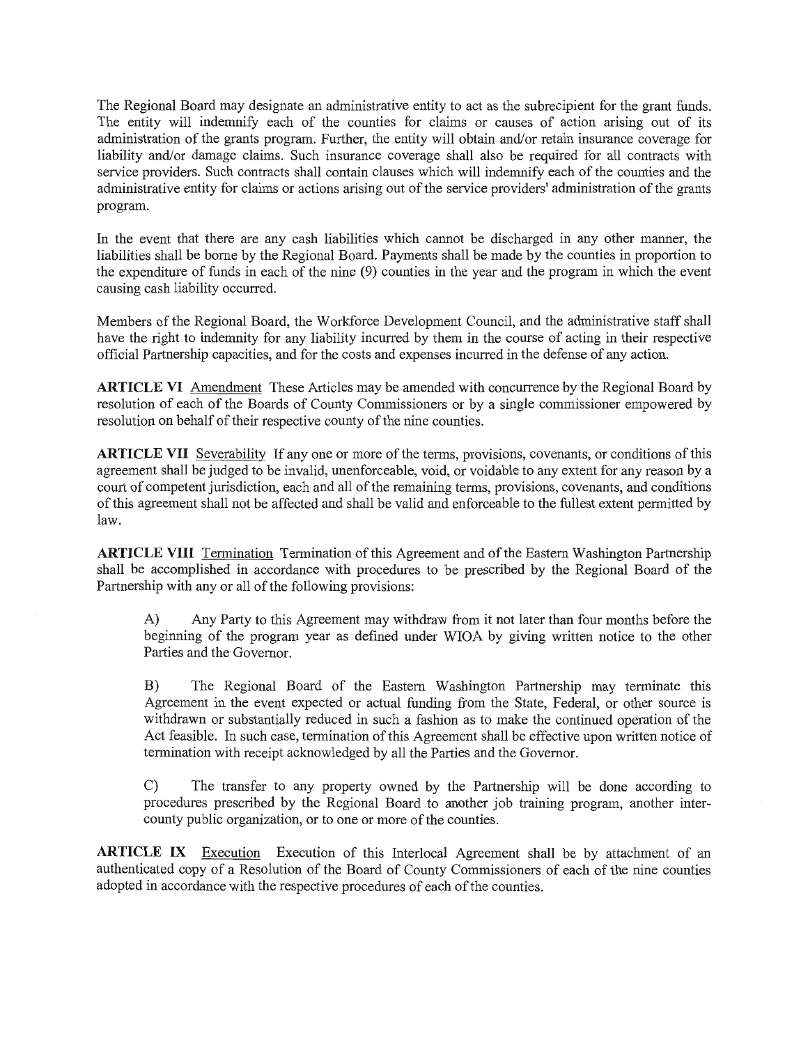The Regional Board may designate an administrative entity to act as the subrecipient for the grant funds. The entity will indemnify each of the counties for claims or causes of action arising out of its administration of the grants program. Further, the entity will obtain and/or retain insurance coverage for liability and/or damage claims. Such insurance coverage shall also be required for all contracts with service providers. Such contracts shall contain clauses which will indemnify each of the counties and the administrative entity for claims or actions arising out of the service providers' administration of the grants program.

In the event that there are any cash liabilities which cannot be discharged in any other manner, the liabilities shall be borne by the Regional Board. Payments shall be made by the counties in proportion to the expenditure of funds in each of the nine (9) counties in the year and the program in which the event causing cash liability occurred.

Members of the Regional Board, the Workforce Development Council, and the administrative staff shall have the right to indemnity for any liability incurred by them in the course of acting in their respective official Partnership capacities, and for the costs and expenses incurred in the defense of any action.

**ARTICLE VI** Amendment These Articles may be amended with concurrence by the Regional Board by resolution of each of the Boards of County Commissioners or by a single commissioner empowered by resolution on behalf of their respective county of the nine counties.

**ARTICLE VII** Severability If any one or more of the terms, provisions, covenants, or conditions of this agreement shall be judged to be invalid, unenforceable, void, or voidable to any extent for any reason by a court of competent jurisdiction, each and all of the remaining terms, provisions, covenants, and conditions of this agreement shall not be affected and shall be valid and enforceable to the fullest extent permitted by law.

**ARTICLE VIII** Termination Termination of this Agreement and of the Eastern Washington Partnership shall be accomplished in accordance with procedures to be prescribed by the Regional Board of the Partnership with any or all of the following provisions:

A) Any Party to this Agreement may withdraw from it not later than four months before the beginning of the program year as defined under WIOA by giving written notice to the other Parties and the Governor.

B) The Regional Board of the Eastern Washington Partnership may terminate this Agreement in the event expected or actual funding from the State, Federal, or other source is withdrawn or substantially reduced in such a fashion as to make the continued operation of the Act feasible. In such case, termination of this Agreement shall be effective upon written notice of termination with receipt acknowledged by all the Parties and the Governor.

C) The transfer to any property owned by the Partnership will be done according to procedures prescribed by the Regional Board to another job training program, another inter-county public organization, or to one or more of the counties.

**ARTICLE IX** Execution Execution of this Interlocal Agreement shall be by attachment of an authenticated copy of a Resolution of the Board of County Commissioners of each of the nine counties adopted in accordance with the respective procedures of each of the counties.